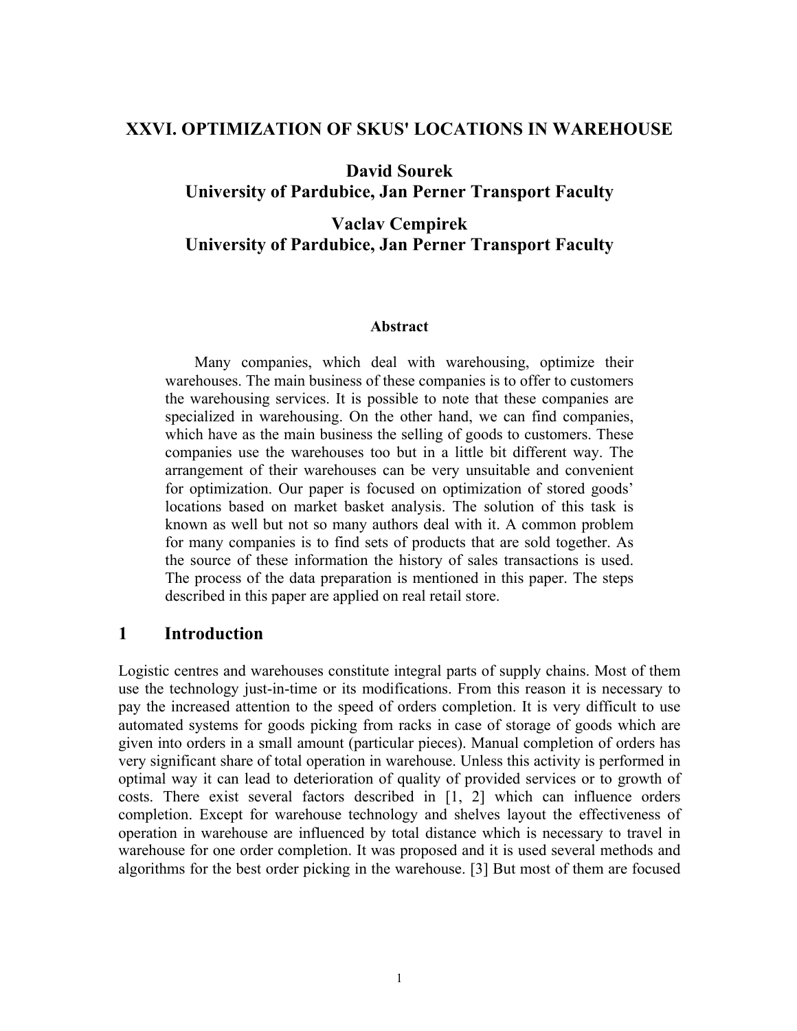# XXVI. OPTIMIZATION OF SKUS' LOCATIONS IN WAREHOUSE

**David Sourek**
**University of Pardubice, Jan Perner Transport Faculty**

**Vaclav Cempirek**
**University of Pardubice, Jan Perner Transport Faculty**

### Abstract

Many companies, which deal with warehousing, optimize their warehouses. The main business of these companies is to offer to customers the warehousing services. It is possible to note that these companies are specialized in warehousing. On the other hand, we can find companies, which have as the main business the selling of goods to customers. These companies use the warehouses too but in a little bit different way. The arrangement of their warehouses can be very unsuitable and convenient for optimization. Our paper is focused on optimization of stored goods' locations based on market basket analysis. The solution of this task is known as well but not so many authors deal with it. A common problem for many companies is to find sets of products that are sold together. As the source of these information the history of sales transactions is used. The process of the data preparation is mentioned in this paper. The steps described in this paper are applied on real retail store.

## 1 Introduction

Logistic centres and warehouses constitute integral parts of supply chains. Most of them use the technology just-in-time or its modifications. From this reason it is necessary to pay the increased attention to the speed of orders completion. It is very difficult to use automated systems for goods picking from racks in case of storage of goods which are given into orders in a small amount (particular pieces). Manual completion of orders has very significant share of total operation in warehouse. Unless this activity is performed in optimal way it can lead to deterioration of quality of provided services or to growth of costs. There exist several factors described in [1, 2] which can influence orders completion. Except for warehouse technology and shelves layout the effectiveness of operation in warehouse are influenced by total distance which is necessary to travel in warehouse for one order completion. It was proposed and it is used several methods and algorithms for the best order picking in the warehouse. [3] But most of them are focused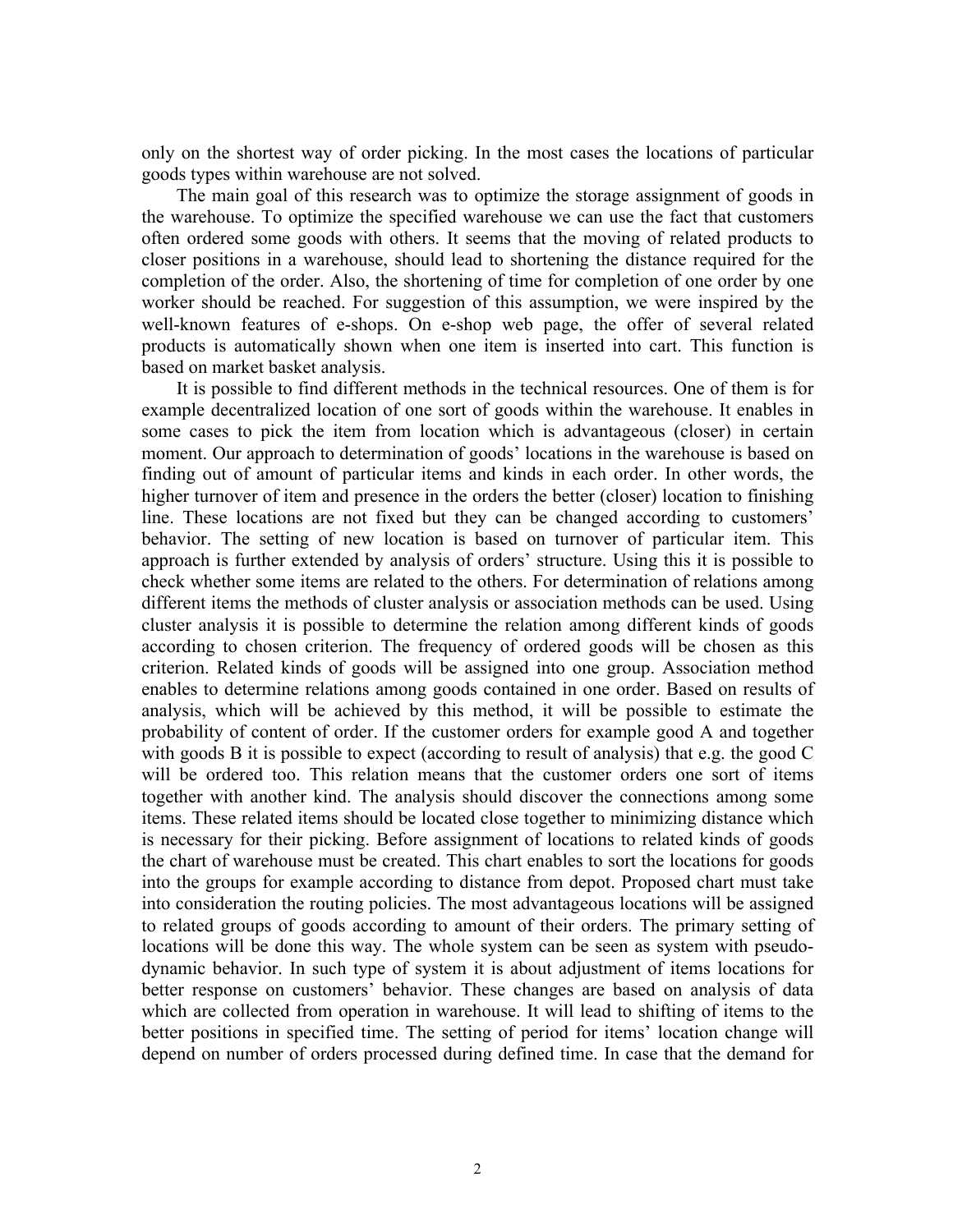only on the shortest way of order picking. In the most cases the locations of particular goods types within warehouse are not solved.

The main goal of this research was to optimize the storage assignment of goods in the warehouse. To optimize the specified warehouse we can use the fact that customers often ordered some goods with others. It seems that the moving of related products to closer positions in a warehouse, should lead to shortening the distance required for the completion of the order. Also, the shortening of time for completion of one order by one worker should be reached. For suggestion of this assumption, we were inspired by the well-known features of e-shops. On e-shop web page, the offer of several related products is automatically shown when one item is inserted into cart. This function is based on market basket analysis.

It is possible to find different methods in the technical resources. One of them is for example decentralized location of one sort of goods within the warehouse. It enables in some cases to pick the item from location which is advantageous (closer) in certain moment. Our approach to determination of goods' locations in the warehouse is based on finding out of amount of particular items and kinds in each order. In other words, the higher turnover of item and presence in the orders the better (closer) location to finishing line. These locations are not fixed but they can be changed according to customers' behavior. The setting of new location is based on turnover of particular item. This approach is further extended by analysis of orders' structure. Using this it is possible to check whether some items are related to the others. For determination of relations among different items the methods of cluster analysis or association methods can be used. Using cluster analysis it is possible to determine the relation among different kinds of goods according to chosen criterion. The frequency of ordered goods will be chosen as this criterion. Related kinds of goods will be assigned into one group. Association method enables to determine relations among goods contained in one order. Based on results of analysis, which will be achieved by this method, it will be possible to estimate the probability of content of order. If the customer orders for example good A and together with goods B it is possible to expect (according to result of analysis) that e.g. the good C will be ordered too. This relation means that the customer orders one sort of items together with another kind. The analysis should discover the connections among some items. These related items should be located close together to minimizing distance which is necessary for their picking. Before assignment of locations to related kinds of goods the chart of warehouse must be created. This chart enables to sort the locations for goods into the groups for example according to distance from depot. Proposed chart must take into consideration the routing policies. The most advantageous locations will be assigned to related groups of goods according to amount of their orders. The primary setting of locations will be done this way. The whole system can be seen as system with pseudo-dynamic behavior. In such type of system it is about adjustment of items locations for better response on customers' behavior. These changes are based on analysis of data which are collected from operation in warehouse. It will lead to shifting of items to the better positions in specified time. The setting of period for items' location change will depend on number of orders processed during defined time. In case that the demand for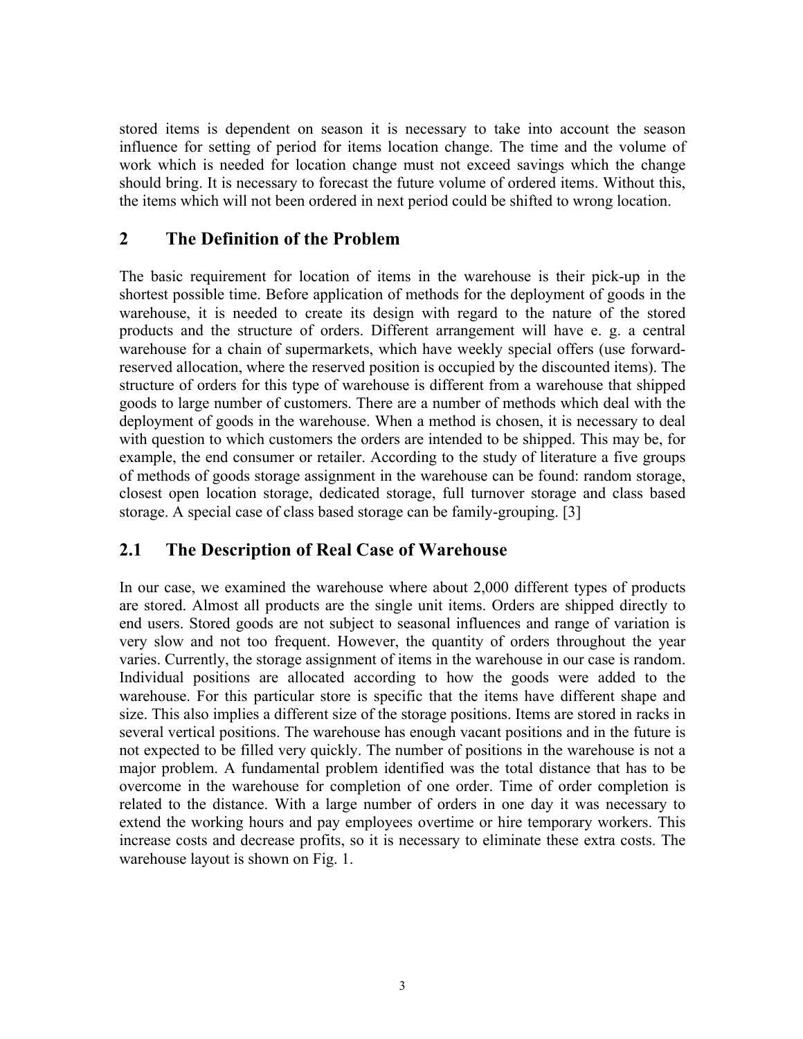stored items is dependent on season it is necessary to take into account the season influence for setting of period for items location change. The time and the volume of work which is needed for location change must not exceed savings which the change should bring. It is necessary to forecast the future volume of ordered items. Without this, the items which will not been ordered in next period could be shifted to wrong location.

## 2 The Definition of the Problem

The basic requirement for location of items in the warehouse is their pick-up in the shortest possible time. Before application of methods for the deployment of goods in the warehouse, it is needed to create its design with regard to the nature of the stored products and the structure of orders. Different arrangement will have e. g. a central warehouse for a chain of supermarkets, which have weekly special offers (use forward-reserved allocation, where the reserved position is occupied by the discounted items). The structure of orders for this type of warehouse is different from a warehouse that shipped goods to large number of customers. There are a number of methods which deal with the deployment of goods in the warehouse. When a method is chosen, it is necessary to deal with question to which customers the orders are intended to be shipped. This may be, for example, the end consumer or retailer. According to the study of literature a five groups of methods of goods storage assignment in the warehouse can be found: random storage, closest open location storage, dedicated storage, full turnover storage and class based storage. A special case of class based storage can be family-grouping. [3]

## 2.1 The Description of Real Case of Warehouse

In our case, we examined the warehouse where about 2,000 different types of products are stored. Almost all products are the single unit items. Orders are shipped directly to end users. Stored goods are not subject to seasonal influences and range of variation is very slow and not too frequent. However, the quantity of orders throughout the year varies. Currently, the storage assignment of items in the warehouse in our case is random. Individual positions are allocated according to how the goods were added to the warehouse. For this particular store is specific that the items have different shape and size. This also implies a different size of the storage positions. Items are stored in racks in several vertical positions. The warehouse has enough vacant positions and in the future is not expected to be filled very quickly. The number of positions in the warehouse is not a major problem. A fundamental problem identified was the total distance that has to be overcome in the warehouse for completion of one order. Time of order completion is related to the distance. With a large number of orders in one day it was necessary to extend the working hours and pay employees overtime or hire temporary workers. This increase costs and decrease profits, so it is necessary to eliminate these extra costs. The warehouse layout is shown on Fig. 1.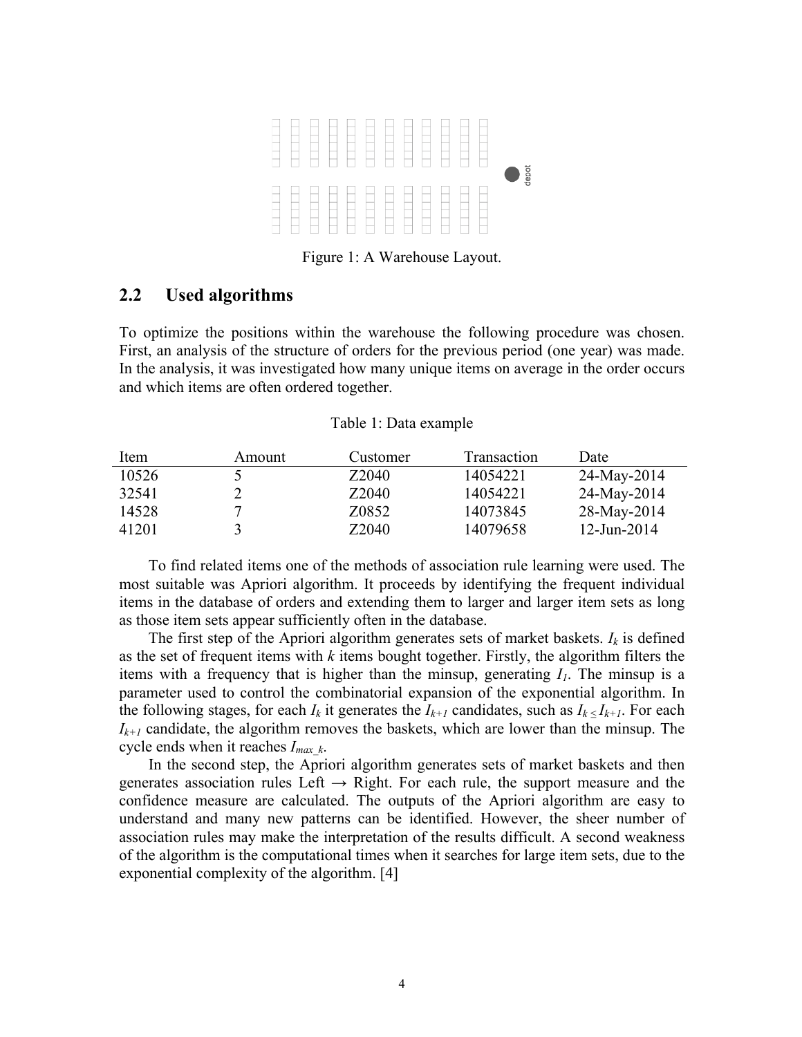Figure 1: A Warehouse Layout.

## 2.2 Used algorithms

To optimize the positions within the warehouse the following procedure was chosen. First, an analysis of the structure of orders for the previous period (one year) was made. In the analysis, it was investigated how many unique items on average in the order occurs and which items are often ordered together.

Table 1: Data example

| Item | Amount | Customer | Transaction | Date |
| --- | --- | --- | --- | --- |
| 10526 | 5 | Z2040 | 14054221 | 24-May-2014 |
| 32541 | 2 | Z2040 | 14054221 | 24-May-2014 |
| 14528 | 7 | Z0852 | 14073845 | 28-May-2014 |
| 41201 | 3 | Z2040 | 14079658 | 12-Jun-2014 |

To find related items one of the methods of association rule learning were used. The most suitable was Apriori algorithm. It proceeds by identifying the frequent individual items in the database of orders and extending them to larger and larger item sets as long as those item sets appear sufficiently often in the database.

The first step of the Apriori algorithm generates sets of market baskets. $I_k$ is defined as the set of frequent items with *k* items bought together. Firstly, the algorithm filters the items with a frequency that is higher than the minsup, generating $I_1$. The minsup is a parameter used to control the combinatorial expansion of the exponential algorithm. In the following stages, for each $I_k$ it generates the $I_{k+1}$ candidates, such as $I_k \leq I_{k+1}$. For each $I_{k+1}$ candidate, the algorithm removes the baskets, which are lower than the minsup. The cycle ends when it reaches $I_{max\_k}$.

In the second step, the Apriori algorithm generates sets of market baskets and then generates association rules Left → Right. For each rule, the support measure and the confidence measure are calculated. The outputs of the Apriori algorithm are easy to understand and many new patterns can be identified. However, the sheer number of association rules may make the interpretation of the results difficult. A second weakness of the algorithm is the computational times when it searches for large item sets, due to the exponential complexity of the algorithm. [4]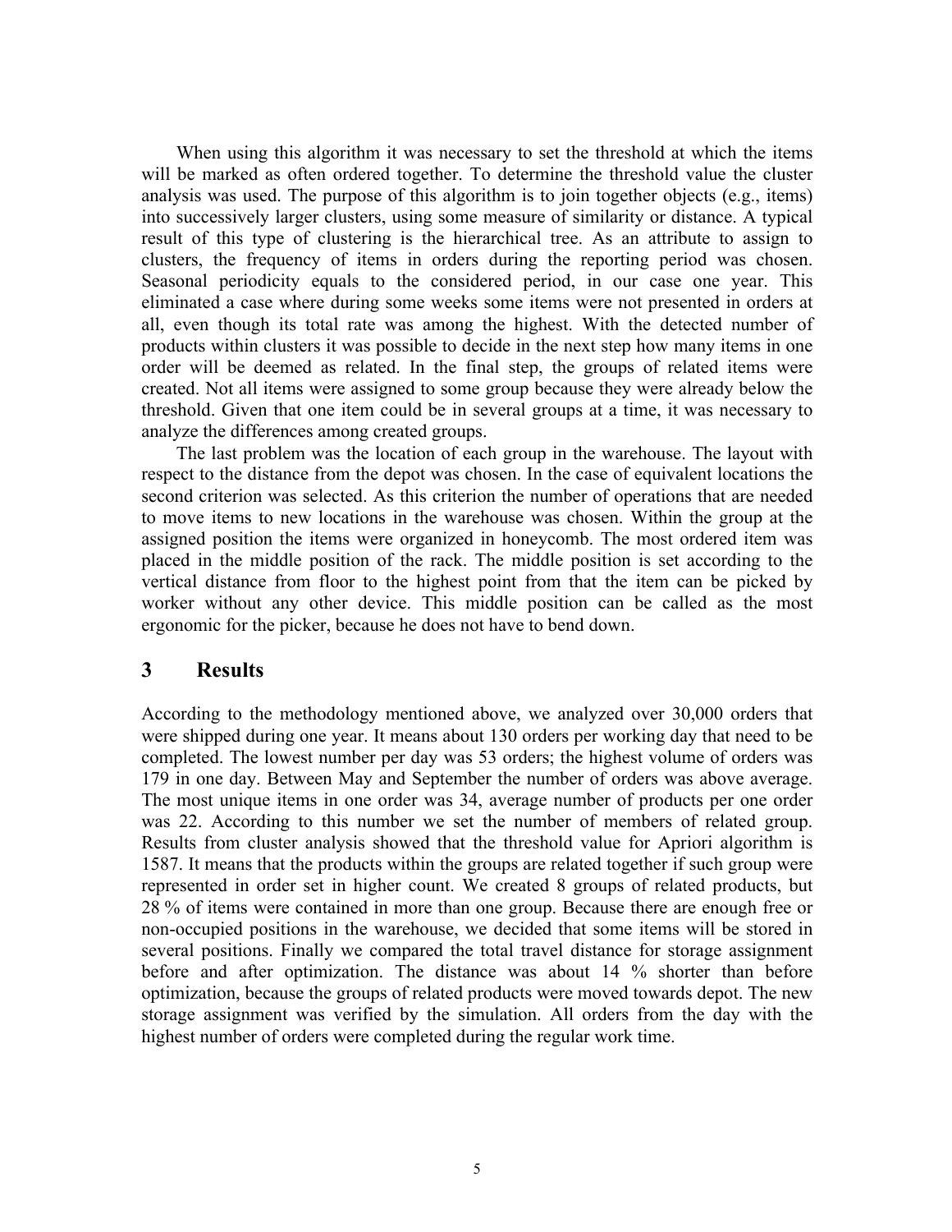When using this algorithm it was necessary to set the threshold at which the items will be marked as often ordered together. To determine the threshold value the cluster analysis was used. The purpose of this algorithm is to join together objects (e.g., items) into successively larger clusters, using some measure of similarity or distance. A typical result of this type of clustering is the hierarchical tree. As an attribute to assign to clusters, the frequency of items in orders during the reporting period was chosen. Seasonal periodicity equals to the considered period, in our case one year. This eliminated a case where during some weeks some items were not presented in orders at all, even though its total rate was among the highest. With the detected number of products within clusters it was possible to decide in the next step how many items in one order will be deemed as related. In the final step, the groups of related items were created. Not all items were assigned to some group because they were already below the threshold. Given that one item could be in several groups at a time, it was necessary to analyze the differences among created groups.

The last problem was the location of each group in the warehouse. The layout with respect to the distance from the depot was chosen. In the case of equivalent locations the second criterion was selected. As this criterion the number of operations that are needed to move items to new locations in the warehouse was chosen. Within the group at the assigned position the items were organized in honeycomb. The most ordered item was placed in the middle position of the rack. The middle position is set according to the vertical distance from floor to the highest point from that the item can be picked by worker without any other device. This middle position can be called as the most ergonomic for the picker, because he does not have to bend down.

## 3 Results

According to the methodology mentioned above, we analyzed over 30,000 orders that were shipped during one year. It means about 130 orders per working day that need to be completed. The lowest number per day was 53 orders; the highest volume of orders was 179 in one day. Between May and September the number of orders was above average. The most unique items in one order was 34, average number of products per one order was 22. According to this number we set the number of members of related group. Results from cluster analysis showed that the threshold value for Apriori algorithm is 1587. It means that the products within the groups are related together if such group were represented in order set in higher count. We created 8 groups of related products, but 28 % of items were contained in more than one group. Because there are enough free or non-occupied positions in the warehouse, we decided that some items will be stored in several positions. Finally we compared the total travel distance for storage assignment before and after optimization. The distance was about 14 % shorter than before optimization, because the groups of related products were moved towards depot. The new storage assignment was verified by the simulation. All orders from the day with the highest number of orders were completed during the regular work time.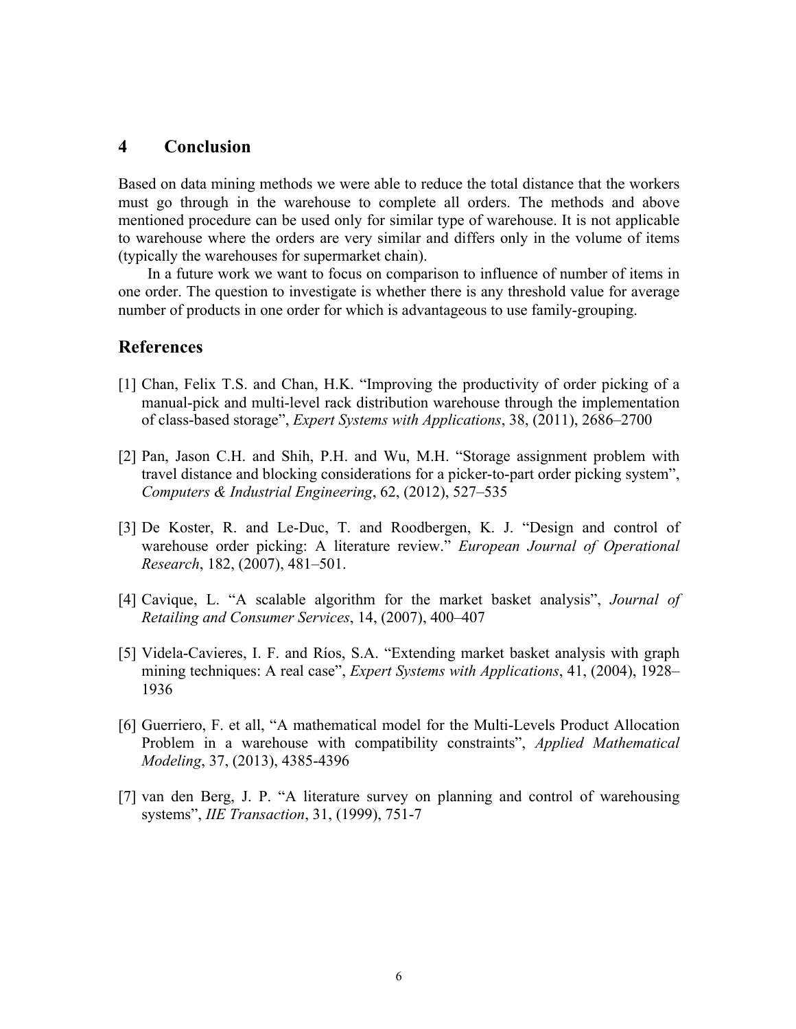## 4 Conclusion

Based on data mining methods we were able to reduce the total distance that the workers must go through in the warehouse to complete all orders. The methods and above mentioned procedure can be used only for similar type of warehouse. It is not applicable to warehouse where the orders are very similar and differs only in the volume of items (typically the warehouses for supermarket chain).

In a future work we want to focus on comparison to influence of number of items in one order. The question to investigate is whether there is any threshold value for average number of products in one order for which is advantageous to use family-grouping.

## References

[1] Chan, Felix T.S. and Chan, H.K. "Improving the productivity of order picking of a manual-pick and multi-level rack distribution warehouse through the implementation of class-based storage", *Expert Systems with Applications*, 38, (2011), 2686–2700

[2] Pan, Jason C.H. and Shih, P.H. and Wu, M.H. "Storage assignment problem with travel distance and blocking considerations for a picker-to-part order picking system", *Computers & Industrial Engineering*, 62, (2012), 527–535

[3] De Koster, R. and Le-Duc, T. and Roodbergen, K. J. "Design and control of warehouse order picking: A literature review." *European Journal of Operational Research*, 182, (2007), 481–501.

[4] Cavique, L. "A scalable algorithm for the market basket analysis", *Journal of Retailing and Consumer Services*, 14, (2007), 400–407

[5] Videla-Cavieres, I. F. and Ríos, S.A. "Extending market basket analysis with graph mining techniques: A real case", *Expert Systems with Applications*, 41, (2004), 1928–1936

[6] Guerriero, F. et all, "A mathematical model for the Multi-Levels Product Allocation Problem in a warehouse with compatibility constraints", *Applied Mathematical Modeling*, 37, (2013), 4385-4396

[7] van den Berg, J. P. "A literature survey on planning and control of warehousing systems", *IIE Transaction*, 31, (1999), 751-7